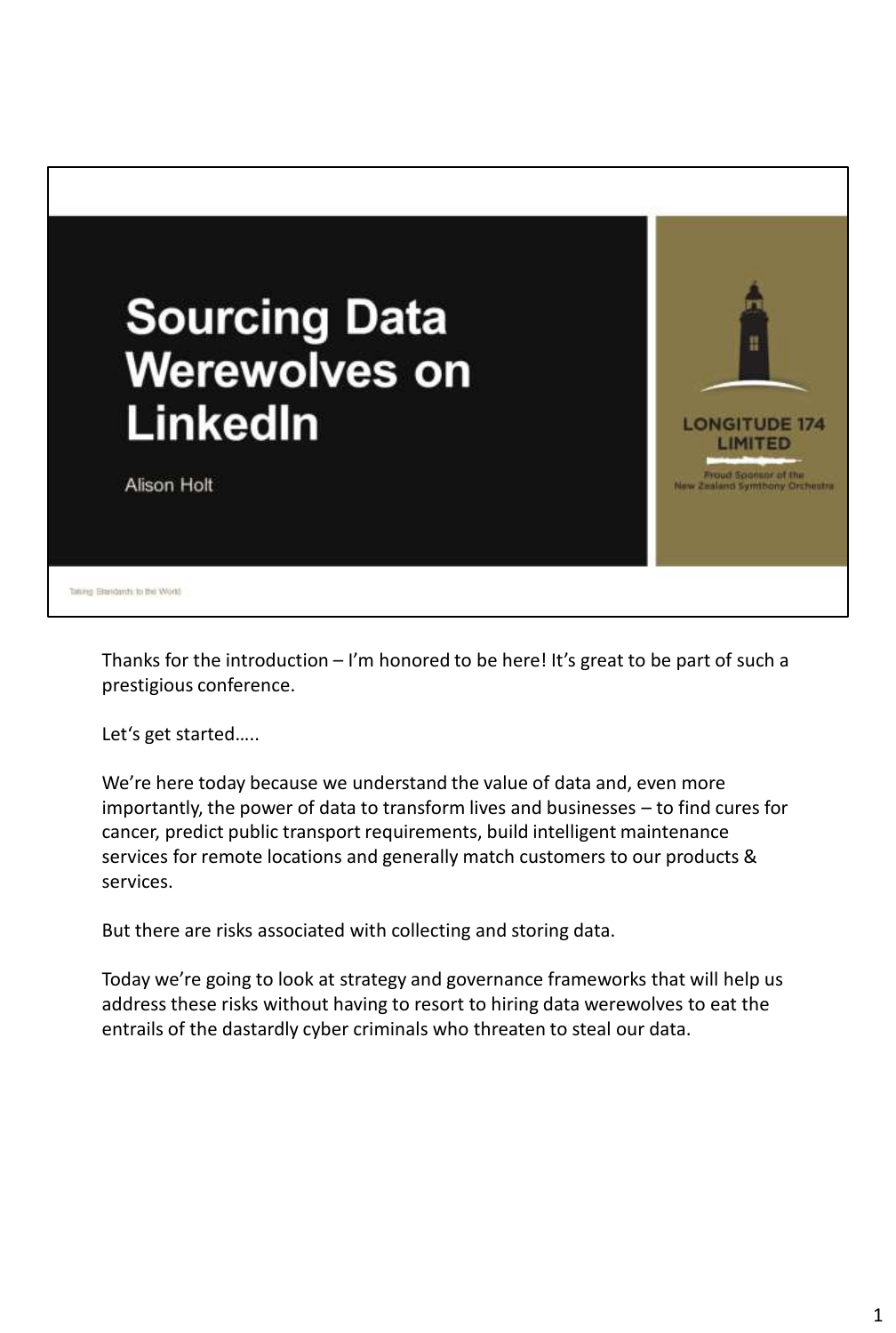# Sourcing Data Werewolves on LinkedIn

Alison Holt

LONGITUDE 174 LIMITED

Proud Sponsor of the New Zealand Symphony Orchestra

Taking Standards to the World

Thanks for the introduction – I'm honored to be here! It's great to be part of such a prestigious conference.

Let's get started…..

We're here today because we understand the value of data and, even more importantly, the power of data to transform lives and businesses – to find cures for cancer, predict public transport requirements, build intelligent maintenance services for remote locations and generally match customers to our products & services.

But there are risks associated with collecting and storing data.

Today we're going to look at strategy and governance frameworks that will help us address these risks without having to resort to hiring data werewolves to eat the entrails of the dastardly cyber criminals who threaten to steal our data.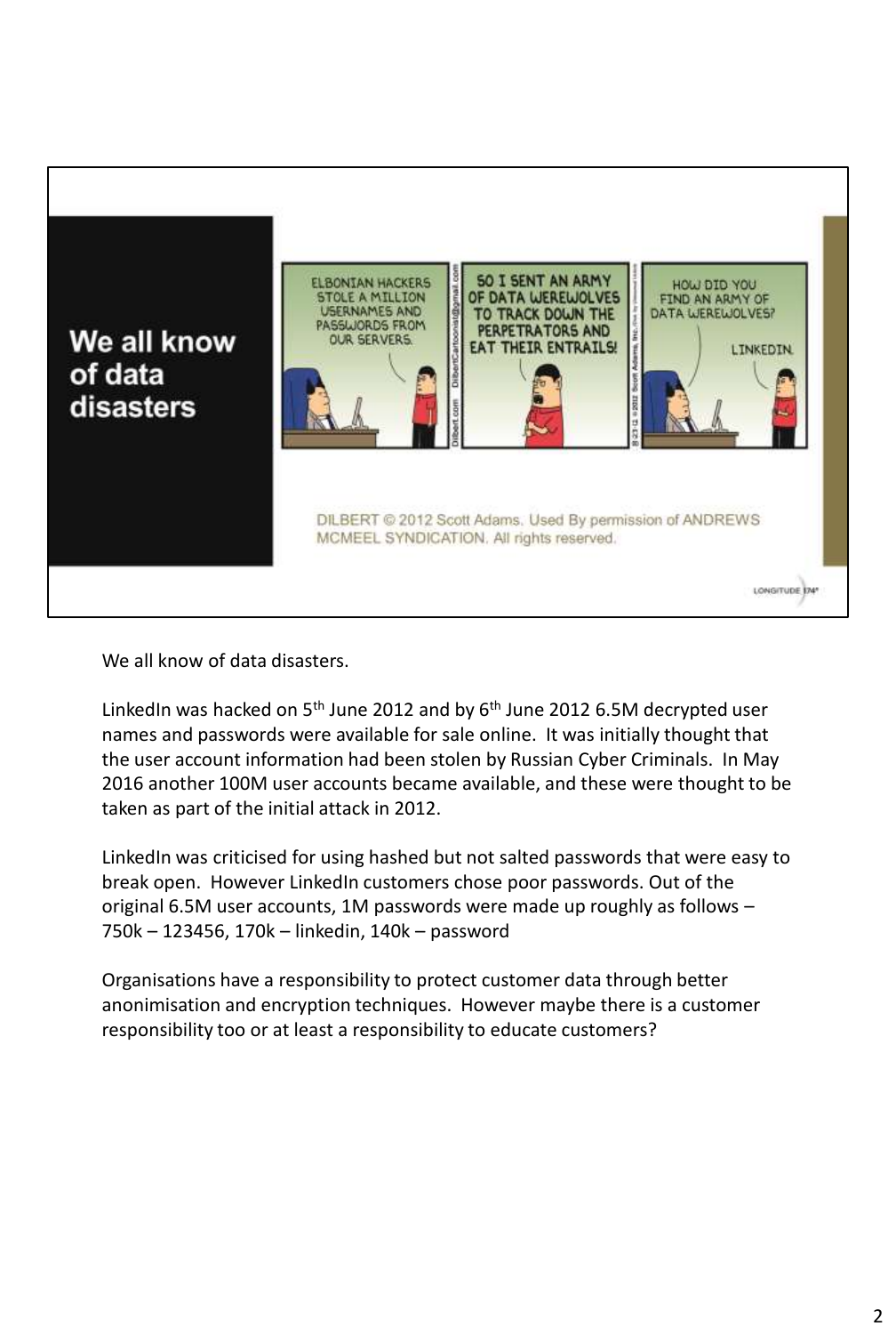## We all know of data disasters

ELBONIAN HACKERS STOLE A MILLION USERNAMES AND PASSWORDS FROM OUR SERVERS.

SO I SENT AN ARMY OF DATA WEREWOLVES TO TRACK DOWN THE PERPETRATORS AND EAT THEIR ENTRAILS!

HOW DID YOU FIND AN ARMY OF DATA WEREWOLVES?

LINKEDIN.

DILBERT © 2012 Scott Adams. Used By permission of ANDREWS MCMEEL SYNDICATION. All rights reserved.

We all know of data disasters.

LinkedIn was hacked on 5th June 2012 and by 6th June 2012 6.5M decrypted user names and passwords were available for sale online. It was initially thought that the user account information had been stolen by Russian Cyber Criminals. In May 2016 another 100M user accounts became available, and these were thought to be taken as part of the initial attack in 2012.

LinkedIn was criticised for using hashed but not salted passwords that were easy to break open. However LinkedIn customers chose poor passwords. Out of the original 6.5M user accounts, 1M passwords were made up roughly as follows – 750k – 123456, 170k – linkedin, 140k – password

Organisations have a responsibility to protect customer data through better anonimisation and encryption techniques. However maybe there is a customer responsibility too or at least a responsibility to educate customers?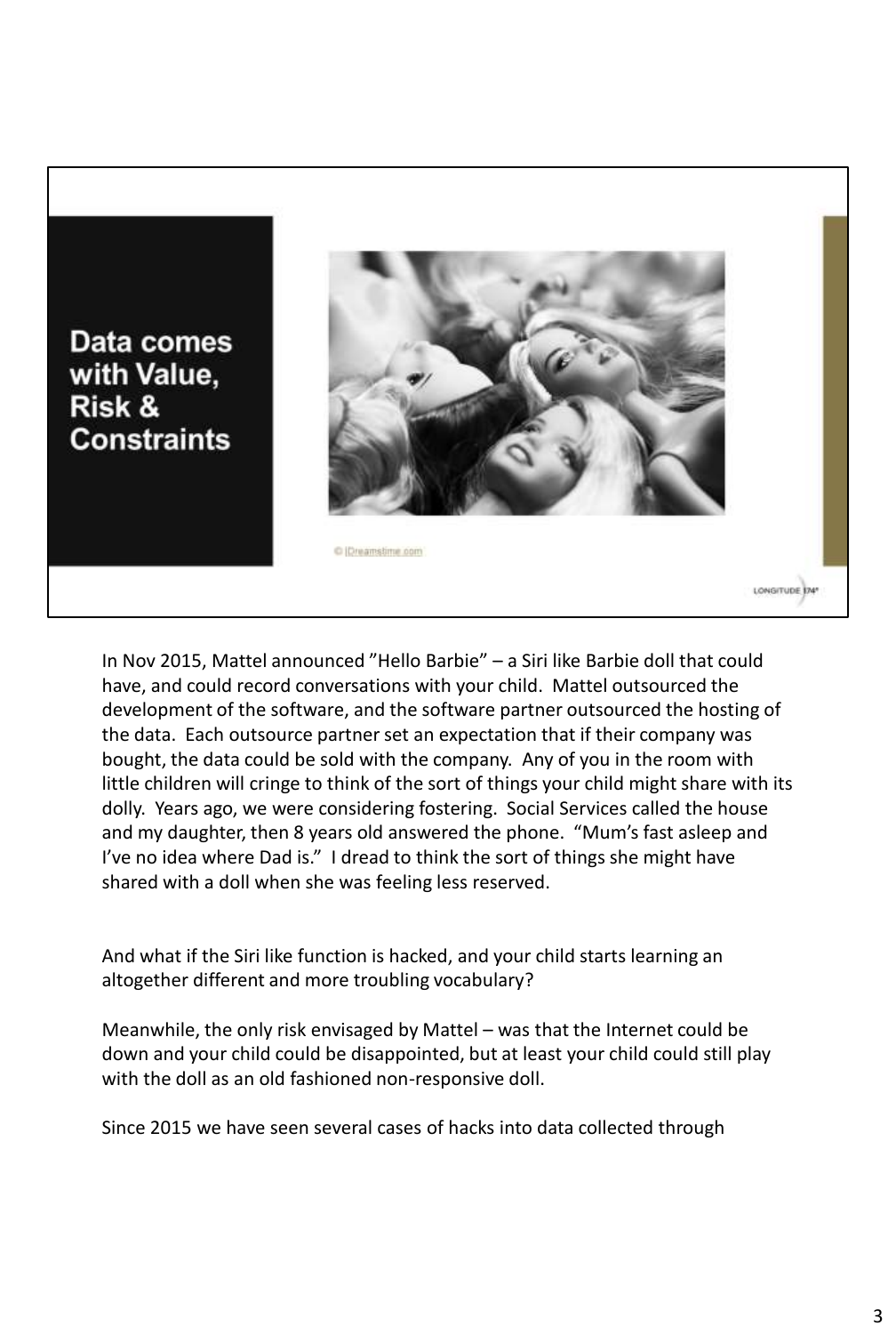## Data comes with Value, Risk & Constraints

© Dreamstime.com

LONGITUDE 174°

In Nov 2015, Mattel announced "Hello Barbie" – a Siri like Barbie doll that could have, and could record conversations with your child. Mattel outsourced the development of the software, and the software partner outsourced the hosting of the data. Each outsource partner set an expectation that if their company was bought, the data could be sold with the company. Any of you in the room with little children will cringe to think of the sort of things your child might share with its dolly. Years ago, we were considering fostering. Social Services called the house and my daughter, then 8 years old answered the phone. "Mum's fast asleep and I've no idea where Dad is." I dread to think the sort of things she might have shared with a doll when she was feeling less reserved.

And what if the Siri like function is hacked, and your child starts learning an altogether different and more troubling vocabulary?

Meanwhile, the only risk envisaged by Mattel – was that the Internet could be down and your child could be disappointed, but at least your child could still play with the doll as an old fashioned non-responsive doll.

Since 2015 we have seen several cases of hacks into data collected through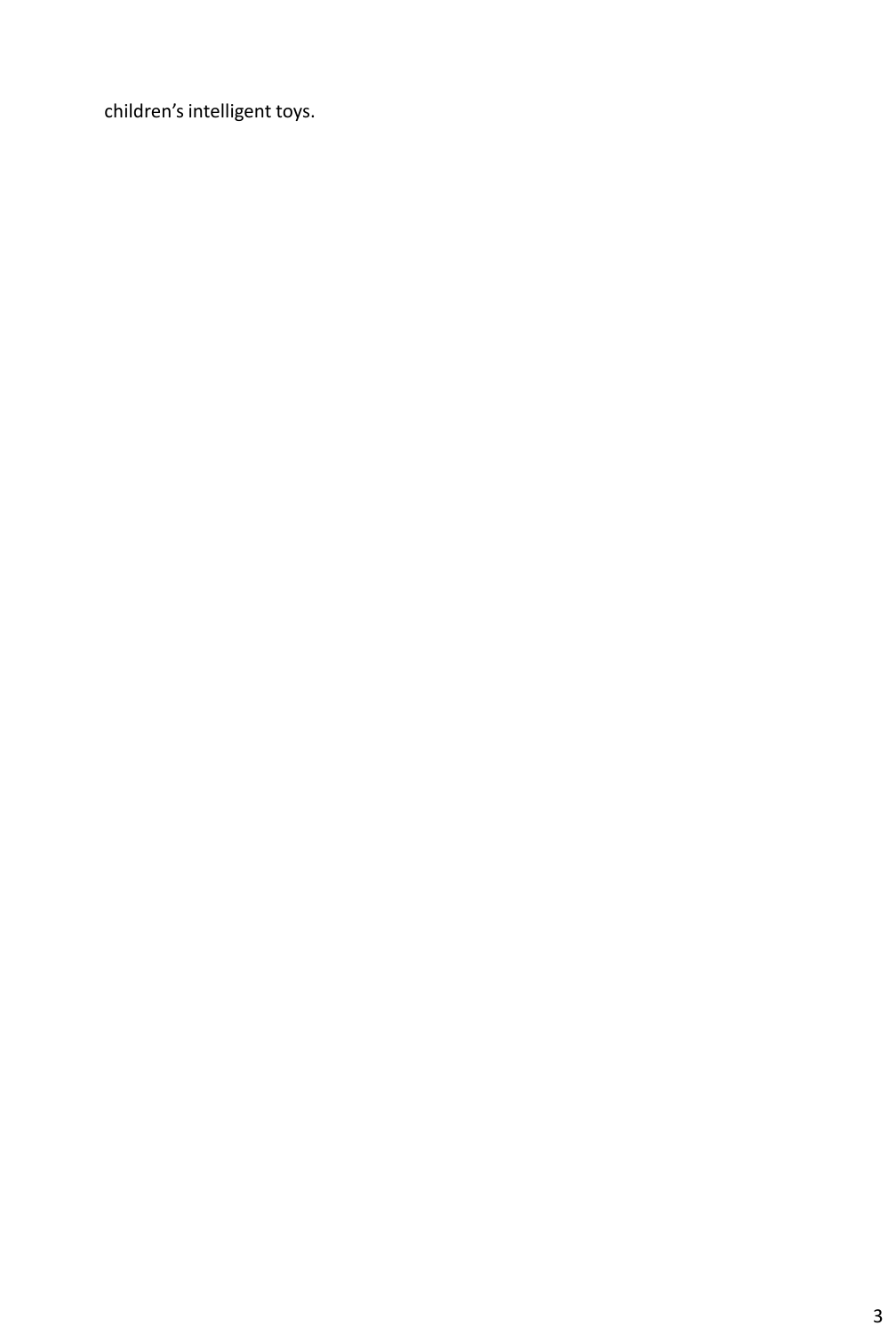children's intelligent toys.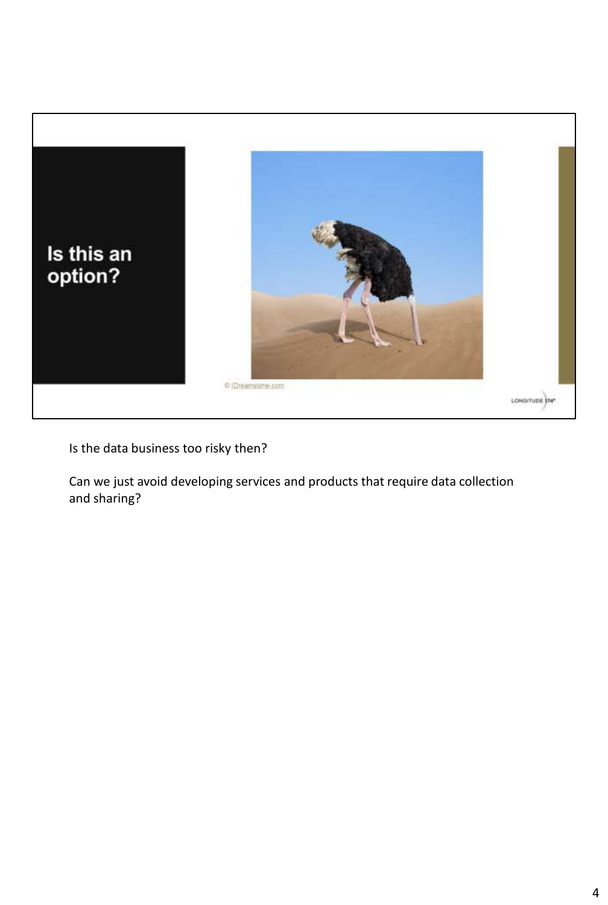**Is this an option?**

© |Dreamstime.com

LONGITUDE 174°

Is the data business too risky then?

Can we just avoid developing services and products that require data collection and sharing?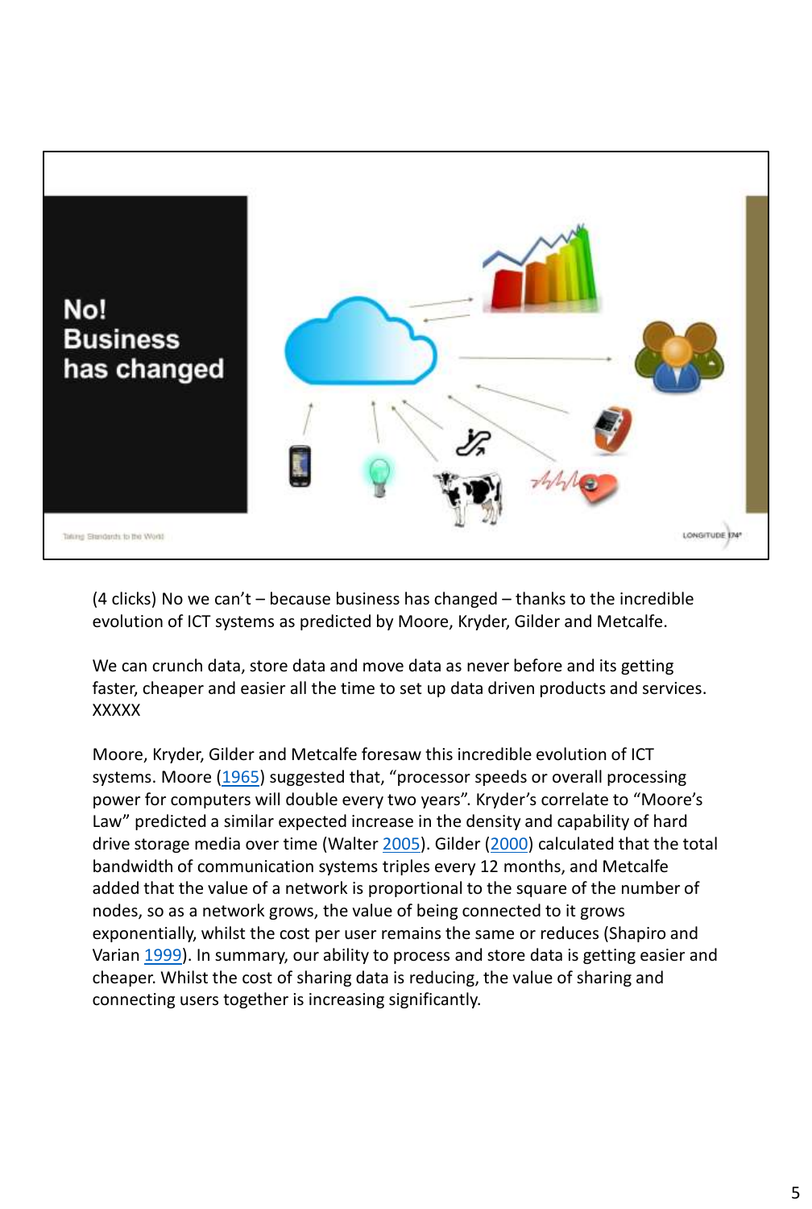No!
Business
has changed

Taking Standards to the World

LONGITUDE 174°

(4 clicks) No we can't – because business has changed – thanks to the incredible evolution of ICT systems as predicted by Moore, Kryder, Gilder and Metcalfe.

We can crunch data, store data and move data as never before and its getting faster, cheaper and easier all the time to set up data driven products and services. XXXXX

Moore, Kryder, Gilder and Metcalfe foresaw this incredible evolution of ICT systems. Moore (1965) suggested that, "processor speeds or overall processing power for computers will double every two years". Kryder's correlate to "Moore's Law" predicted a similar expected increase in the density and capability of hard drive storage media over time (Walter 2005). Gilder (2000) calculated that the total bandwidth of communication systems triples every 12 months, and Metcalfe added that the value of a network is proportional to the square of the number of nodes, so as a network grows, the value of being connected to it grows exponentially, whilst the cost per user remains the same or reduces (Shapiro and Varian 1999). In summary, our ability to process and store data is getting easier and cheaper. Whilst the cost of sharing data is reducing, the value of sharing and connecting users together is increasing significantly.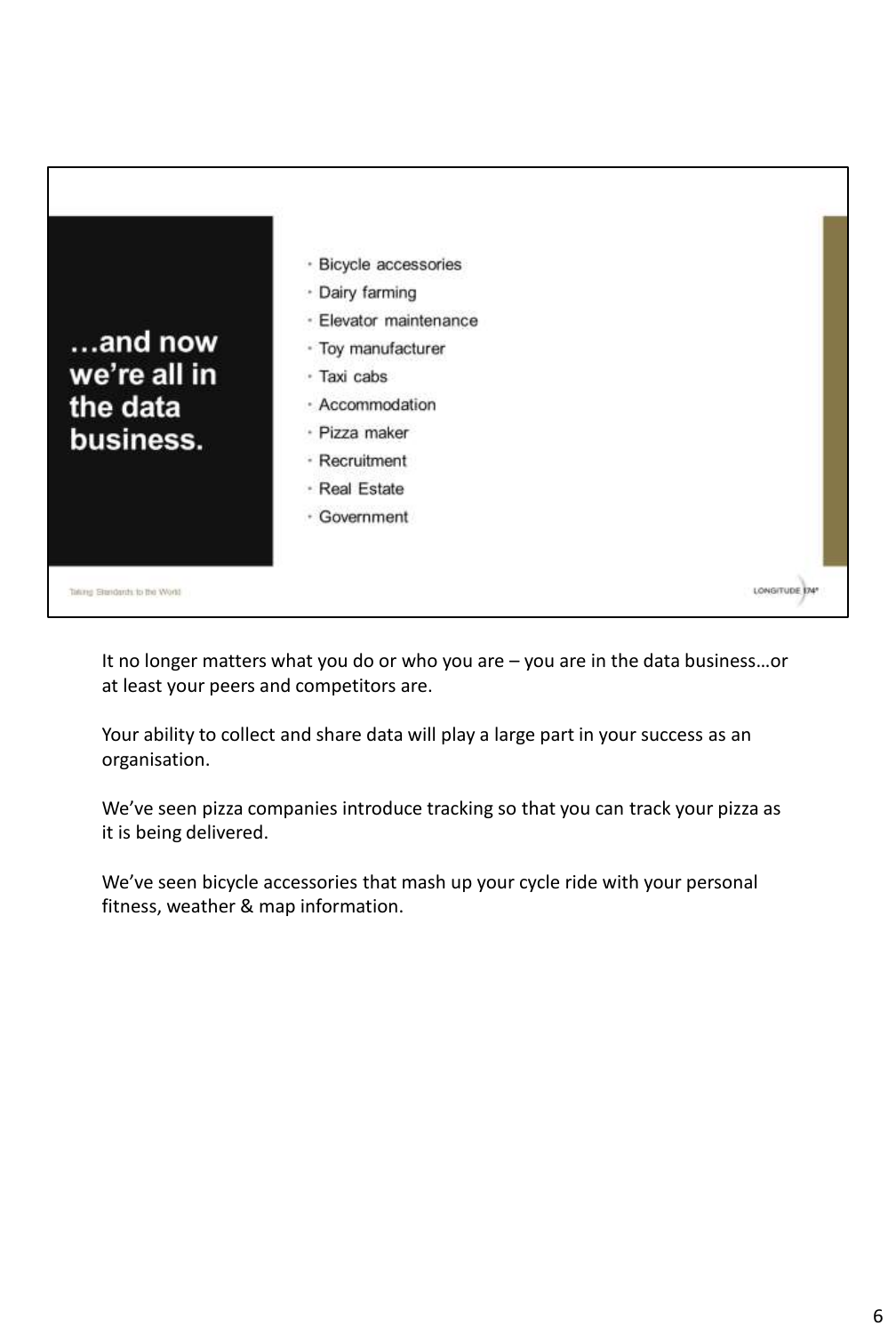## …and now we're all in the data business.

- Bicycle accessories
- Dairy farming
- Elevator maintenance
- Toy manufacturer
- Taxi cabs
- Accommodation
- Pizza maker
- Recruitment
- Real Estate
- Government

Taking Standards to the World

LONGITUDE 174°

It no longer matters what you do or who you are – you are in the data business…or at least your peers and competitors are.

Your ability to collect and share data will play a large part in your success as an organisation.

We've seen pizza companies introduce tracking so that you can track your pizza as it is being delivered.

We've seen bicycle accessories that mash up your cycle ride with your personal fitness, weather & map information.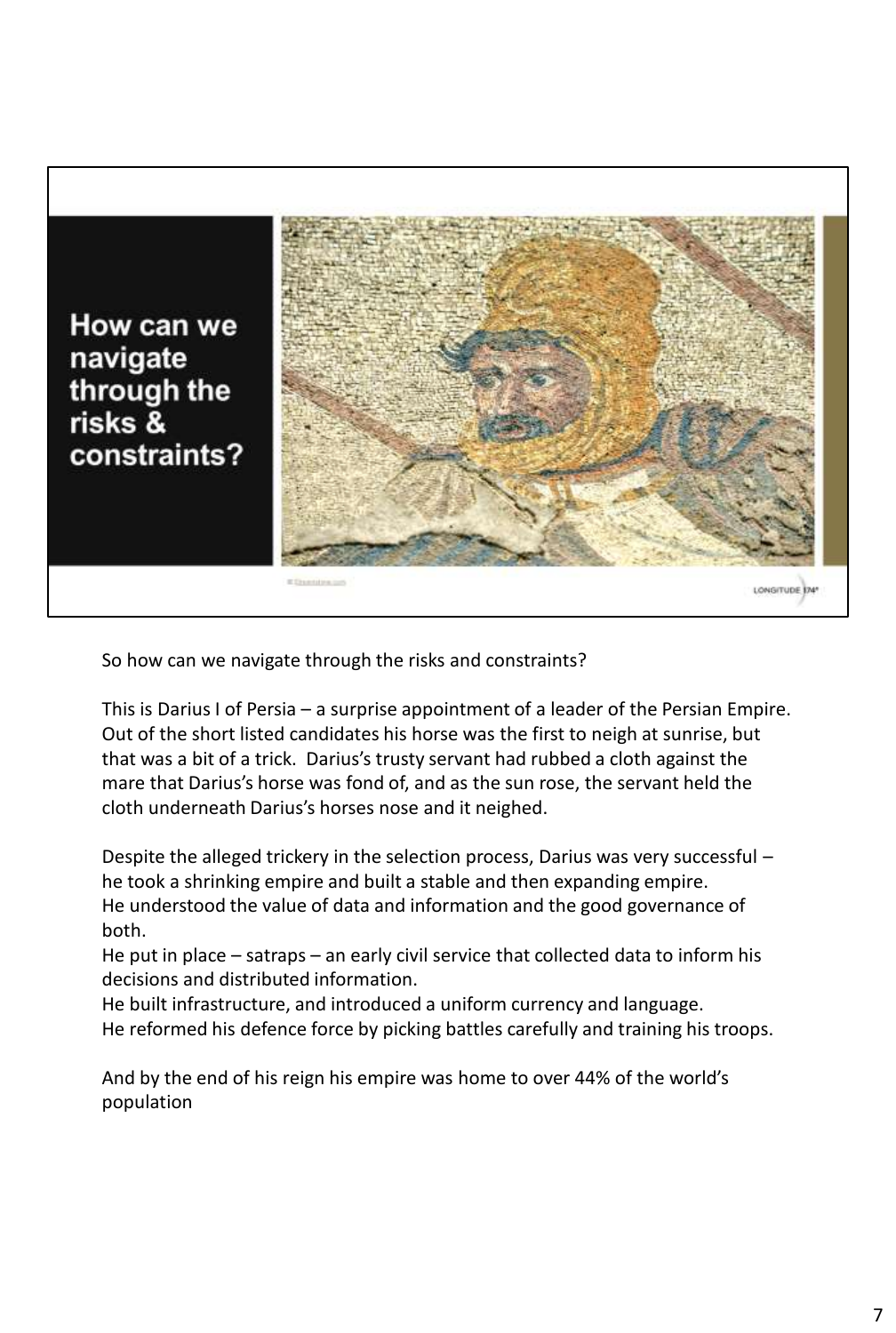How can we navigate through the risks & constraints?

So how can we navigate through the risks and constraints?

This is Darius I of Persia – a surprise appointment of a leader of the Persian Empire. Out of the short listed candidates his horse was the first to neigh at sunrise, but that was a bit of a trick. Darius's trusty servant had rubbed a cloth against the mare that Darius's horse was fond of, and as the sun rose, the servant held the cloth underneath Darius's horses nose and it neighed.

Despite the alleged trickery in the selection process, Darius was very successful – he took a shrinking empire and built a stable and then expanding empire.
He understood the value of data and information and the good governance of both.
He put in place – satraps – an early civil service that collected data to inform his decisions and distributed information.
He built infrastructure, and introduced a uniform currency and language.
He reformed his defence force by picking battles carefully and training his troops.

And by the end of his reign his empire was home to over 44% of the world's population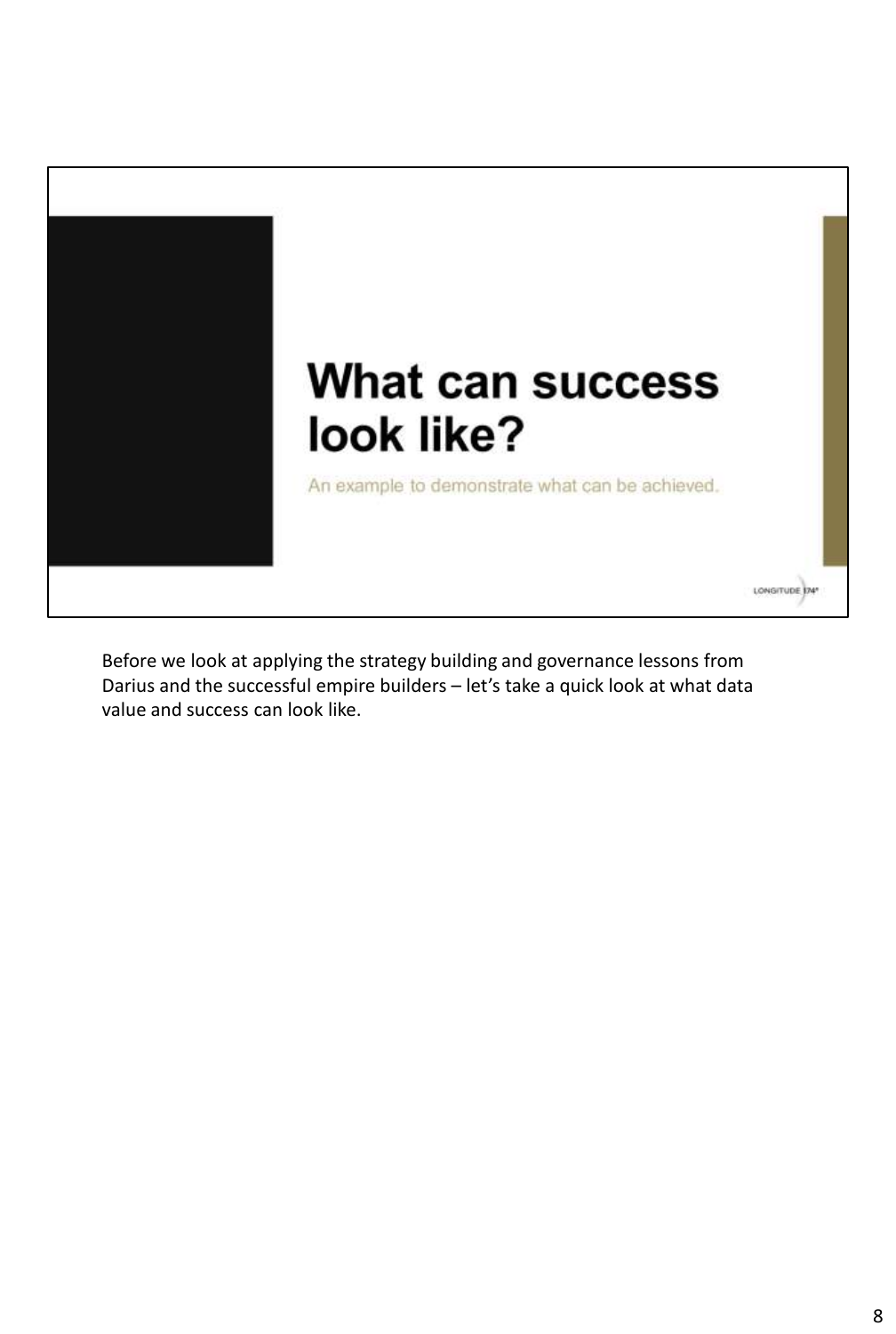# What can success look like?

An example to demonstrate what can be achieved.

LONGITUDE 174°

Before we look at applying the strategy building and governance lessons from Darius and the successful empire builders – let's take a quick look at what data value and success can look like.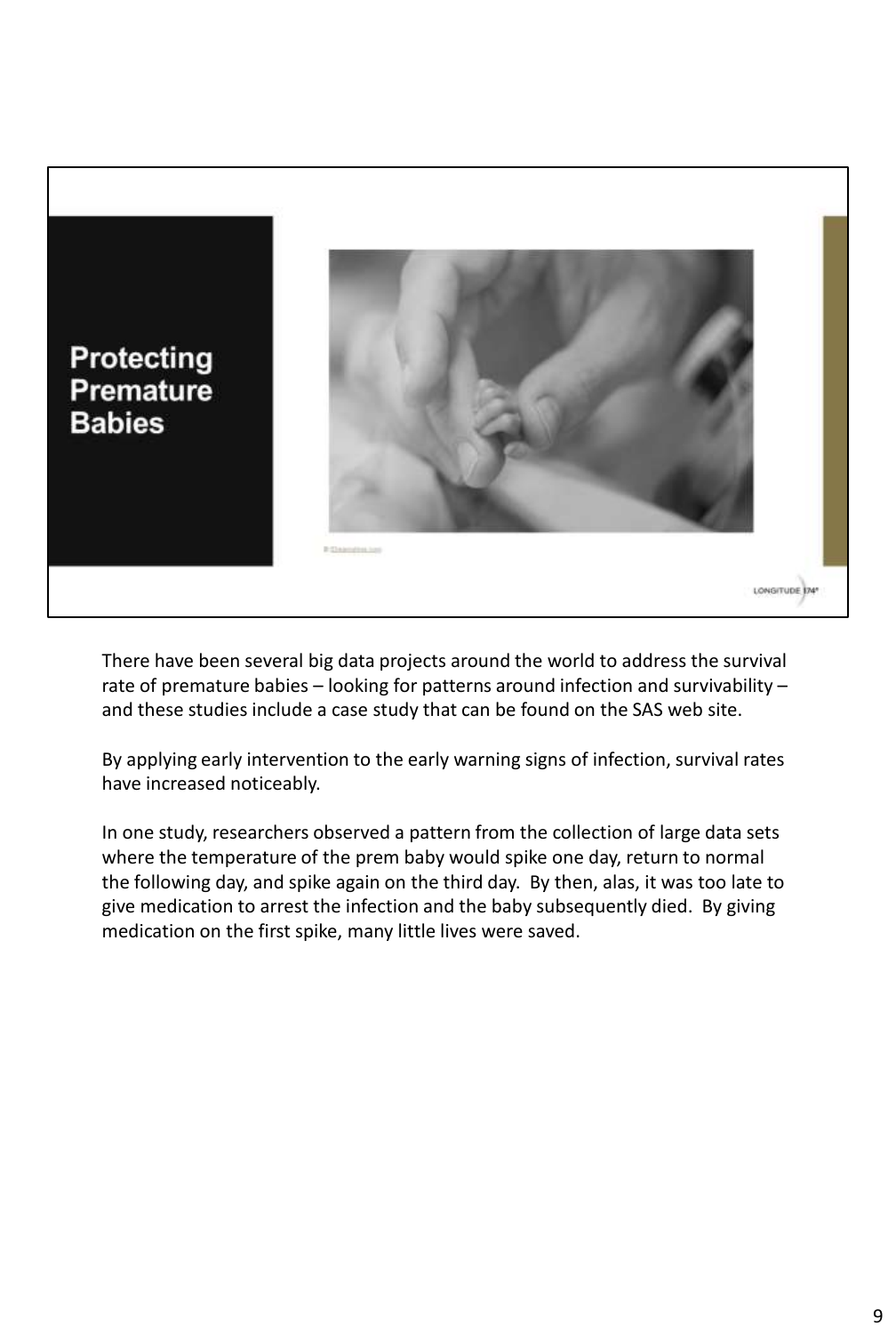# Protecting Premature Babies

LONGITUDE 174°

There have been several big data projects around the world to address the survival rate of premature babies – looking for patterns around infection and survivability – and these studies include a case study that can be found on the SAS web site.

By applying early intervention to the early warning signs of infection, survival rates have increased noticeably.

In one study, researchers observed a pattern from the collection of large data sets where the temperature of the prem baby would spike one day, return to normal the following day, and spike again on the third day. By then, alas, it was too late to give medication to arrest the infection and the baby subsequently died. By giving medication on the first spike, many little lives were saved.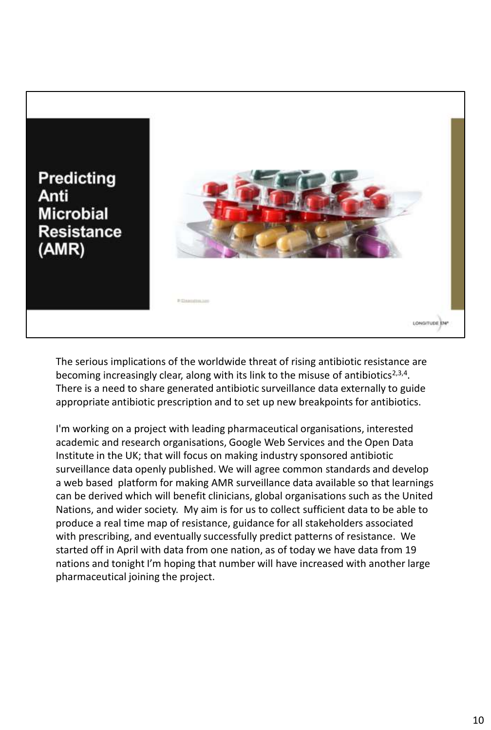# Predicting Anti Microbial Resistance (AMR)

The serious implications of the worldwide threat of rising antibiotic resistance are becoming increasingly clear, along with its link to the misuse of antibiotics[2,3,4]. There is a need to share generated antibiotic surveillance data externally to guide appropriate antibiotic prescription and to set up new breakpoints for antibiotics.

I'm working on a project with leading pharmaceutical organisations, interested academic and research organisations, Google Web Services and the Open Data Institute in the UK; that will focus on making industry sponsored antibiotic surveillance data openly published. We will agree common standards and develop a web based platform for making AMR surveillance data available so that learnings can be derived which will benefit clinicians, global organisations such as the United Nations, and wider society. My aim is for us to collect sufficient data to be able to produce a real time map of resistance, guidance for all stakeholders associated with prescribing, and eventually successfully predict patterns of resistance. We started off in April with data from one nation, as of today we have data from 19 nations and tonight I'm hoping that number will have increased with another large pharmaceutical joining the project.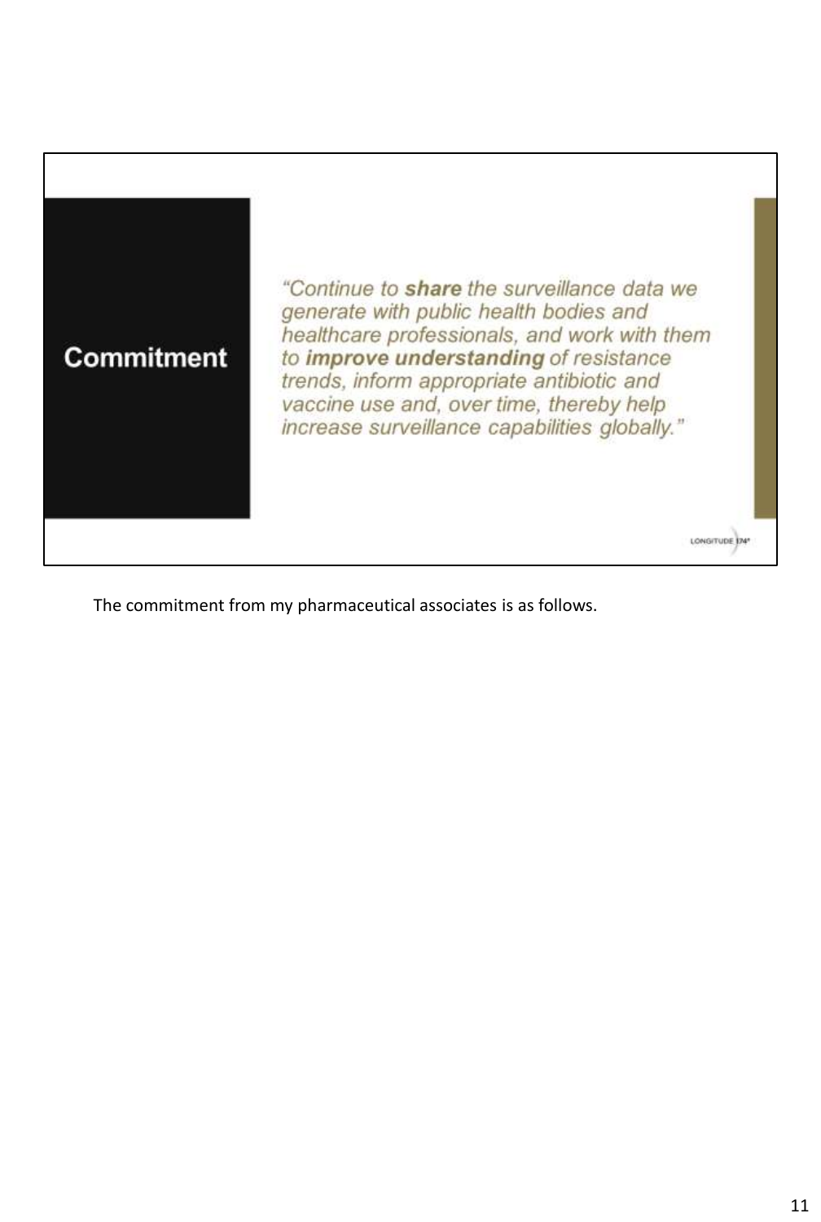**Commitment**

*"Continue to **share** the surveillance data we generate with public health bodies and healthcare professionals, and work with them to **improve understanding** of resistance trends, inform appropriate antibiotic and vaccine use and, over time, thereby help increase surveillance capabilities globally."*

LONGITUDE 174°

The commitment from my pharmaceutical associates is as follows.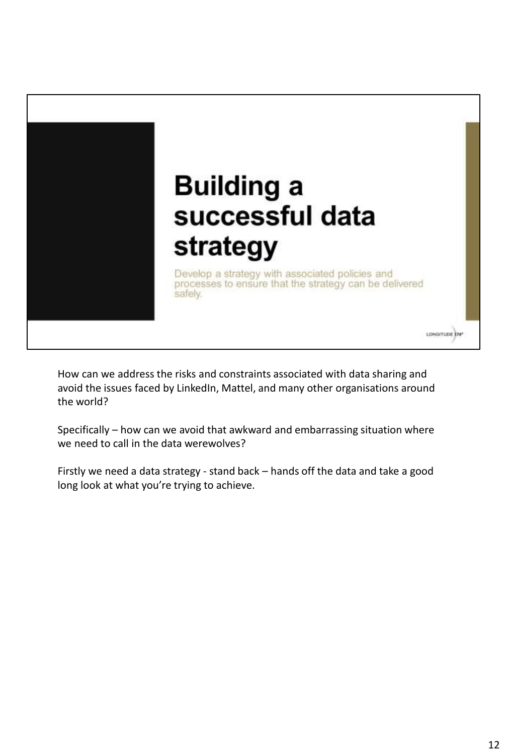# Building a successful data strategy

Develop a strategy with associated policies and processes to ensure that the strategy can be delivered safely.

LONGITUDE 174°

How can we address the risks and constraints associated with data sharing and avoid the issues faced by LinkedIn, Mattel, and many other organisations around the world?

Specifically – how can we avoid that awkward and embarrassing situation where we need to call in the data werewolves?

Firstly we need a data strategy - stand back – hands off the data and take a good long look at what you're trying to achieve.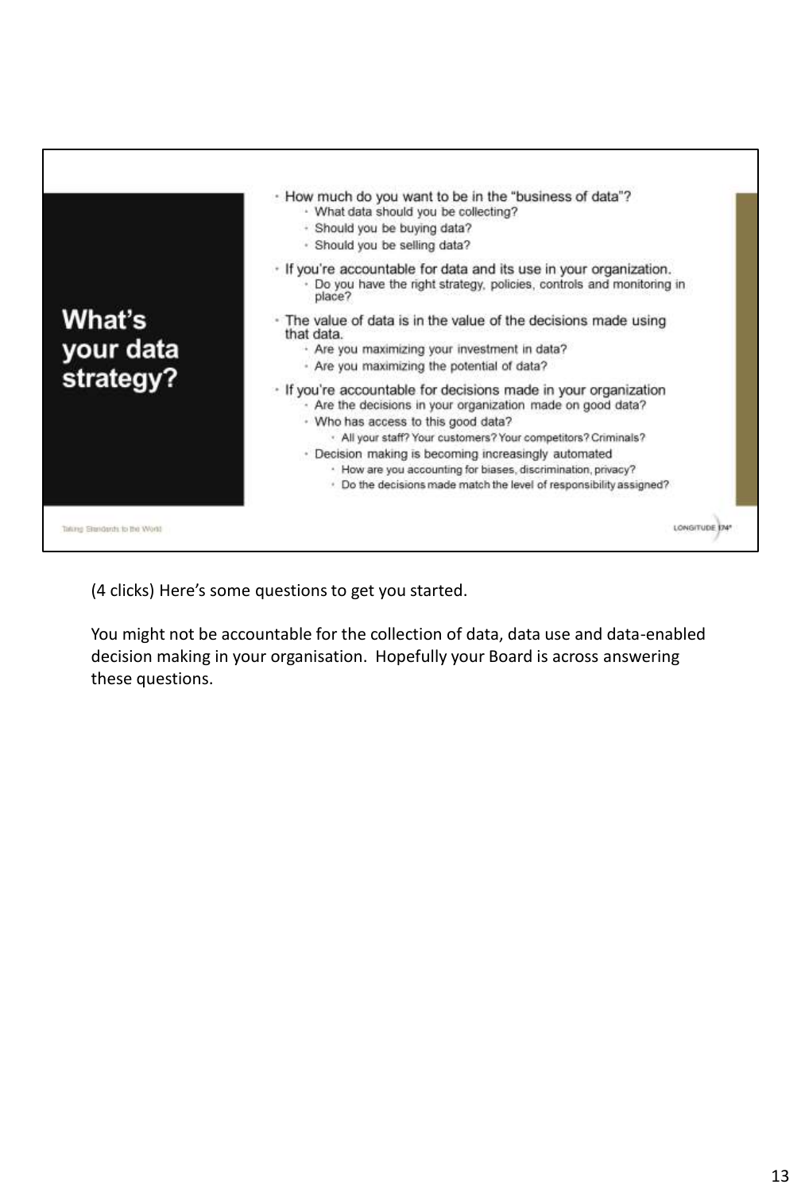# What's your data strategy?

- How much do you want to be in the "business of data"?
  - What data should you be collecting?
  - Should you be buying data?
  - Should you be selling data?
- If you're accountable for data and its use in your organization.
  - Do you have the right strategy, policies, controls and monitoring in place?
- The value of data is in the value of the decisions made using that data.
  - Are you maximizing your investment in data?
  - Are you maximizing the potential of data?
- If you're accountable for decisions made in your organization
  - Are the decisions in your organization made on good data?
  - Who has access to this good data?
    - All your staff? Your customers? Your competitors? Criminals?
  - Decision making is becoming increasingly automated
    - How are you accounting for biases, discrimination, privacy?
    - Do the decisions made match the level of responsibility assigned?

Taking Standards to the World

LONGITUDE 174°

(4 clicks) Here's some questions to get you started.

You might not be accountable for the collection of data, data use and data-enabled decision making in your organisation. Hopefully your Board is across answering these questions.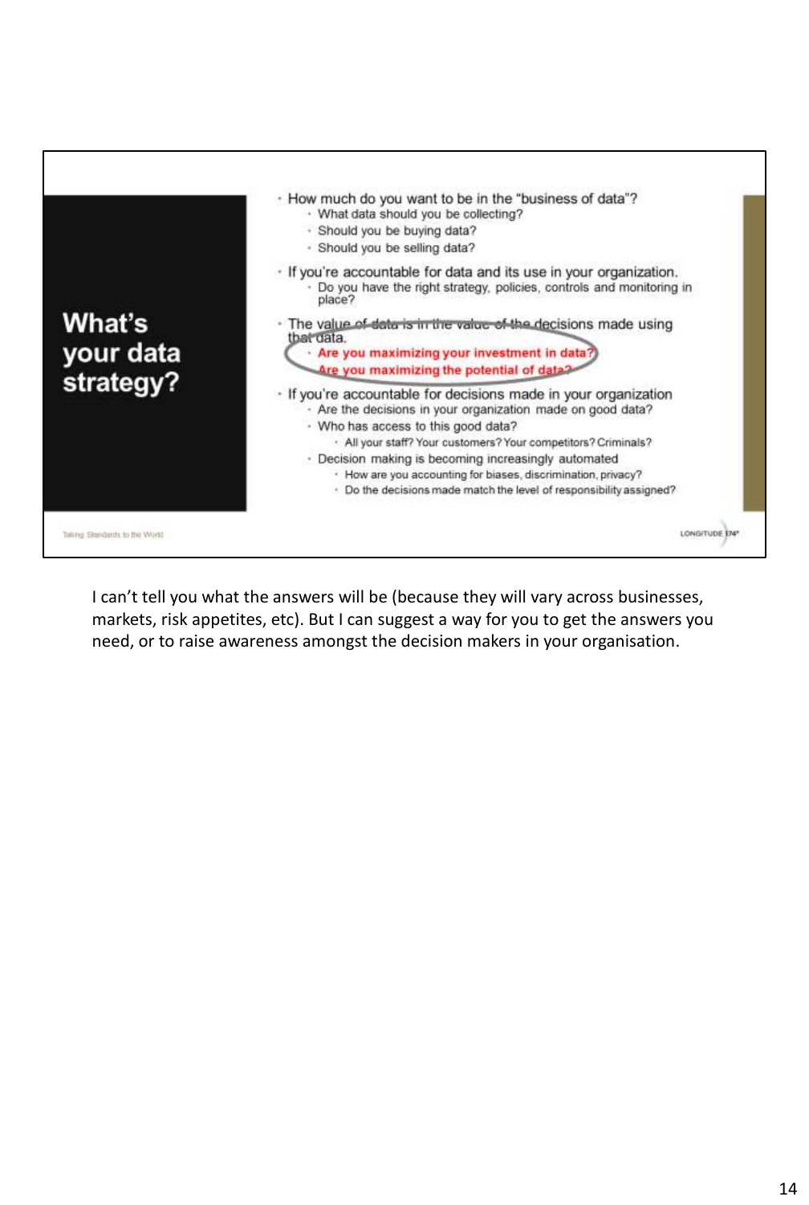# What's your data strategy?

- How much do you want to be in the "business of data"?
  - What data should you be collecting?
  - Should you be buying data?
  - Should you be selling data?
- If you're accountable for data and its use in your organization.
  - Do you have the right strategy, policies, controls and monitoring in place?
- ~~The value of data is in the value of the~~ decisions made using that data.
  - **Are you maximizing your investment in data?**
  - **Are you maximizing the potential of data?**
- If you're accountable for decisions made in your organization
  - Are the decisions in your organization made on good data?
  - Who has access to this good data?
    - All your staff? Your customers? Your competitors? Criminals?
  - Decision making is becoming increasingly automated
    - How are you accounting for biases, discrimination, privacy?
    - Do the decisions made match the level of responsibility assigned?

Taking Standards to the World

LONGITUDE 174°

I can't tell you what the answers will be (because they will vary across businesses, markets, risk appetites, etc). But I can suggest a way for you to get the answers you need, or to raise awareness amongst the decision makers in your organisation.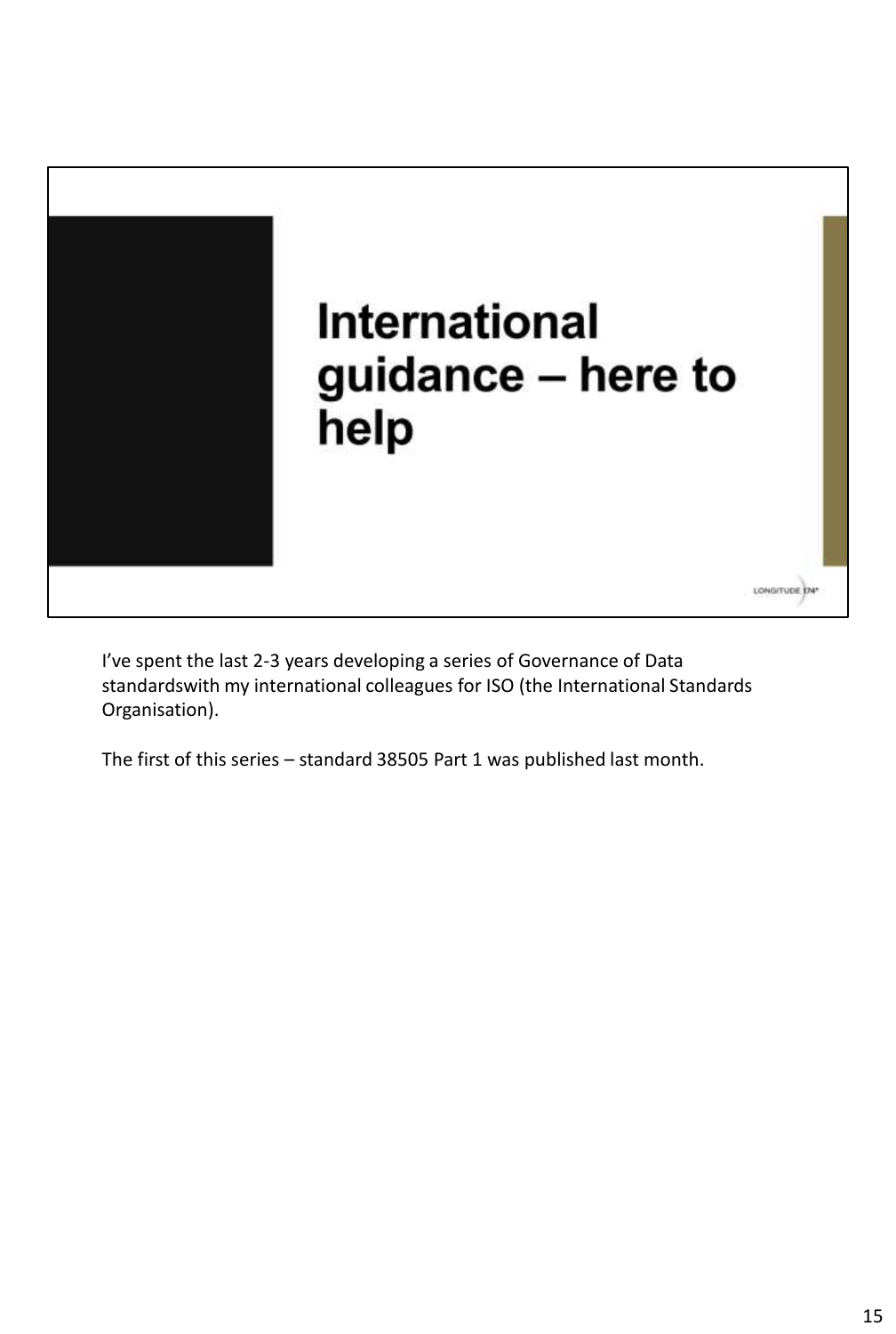# International guidance – here to help

LONGITUDE 174°

I've spent the last 2-3 years developing a series of Governance of Data standardswith my international colleagues for ISO (the International Standards Organisation).

The first of this series – standard 38505 Part 1 was published last month.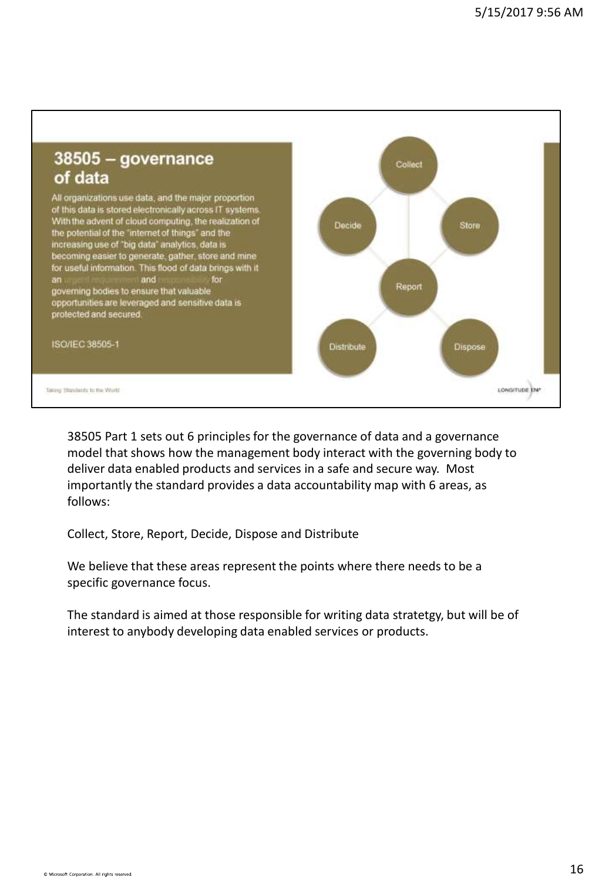## 38505 – governance of data

All organizations use data, and the major proportion of this data is stored electronically across IT systems. With the advent of cloud computing, the realization of the potential of the "internet of things" and the increasing use of "big data" analytics, data is becoming easier to generate, gather, store and mine for useful information. This flood of data brings with it an urgent requirement and responsibility for governing bodies to ensure that valuable opportunities are leveraged and sensitive data is protected and secured.

ISO/IEC 38505-1

Collect

Decide

Store

Report

Distribute

Dispose

Taking Standards to the World

LONGITUDE 174°

38505 Part 1 sets out 6 principles for the governance of data and a governance model that shows how the management body interact with the governing body to deliver data enabled products and services in a safe and secure way. Most importantly the standard provides a data accountability map with 6 areas, as follows:

Collect, Store, Report, Decide, Dispose and Distribute

We believe that these areas represent the points where there needs to be a specific governance focus.

The standard is aimed at those responsible for writing data stratetgy, but will be of interest to anybody developing data enabled services or products.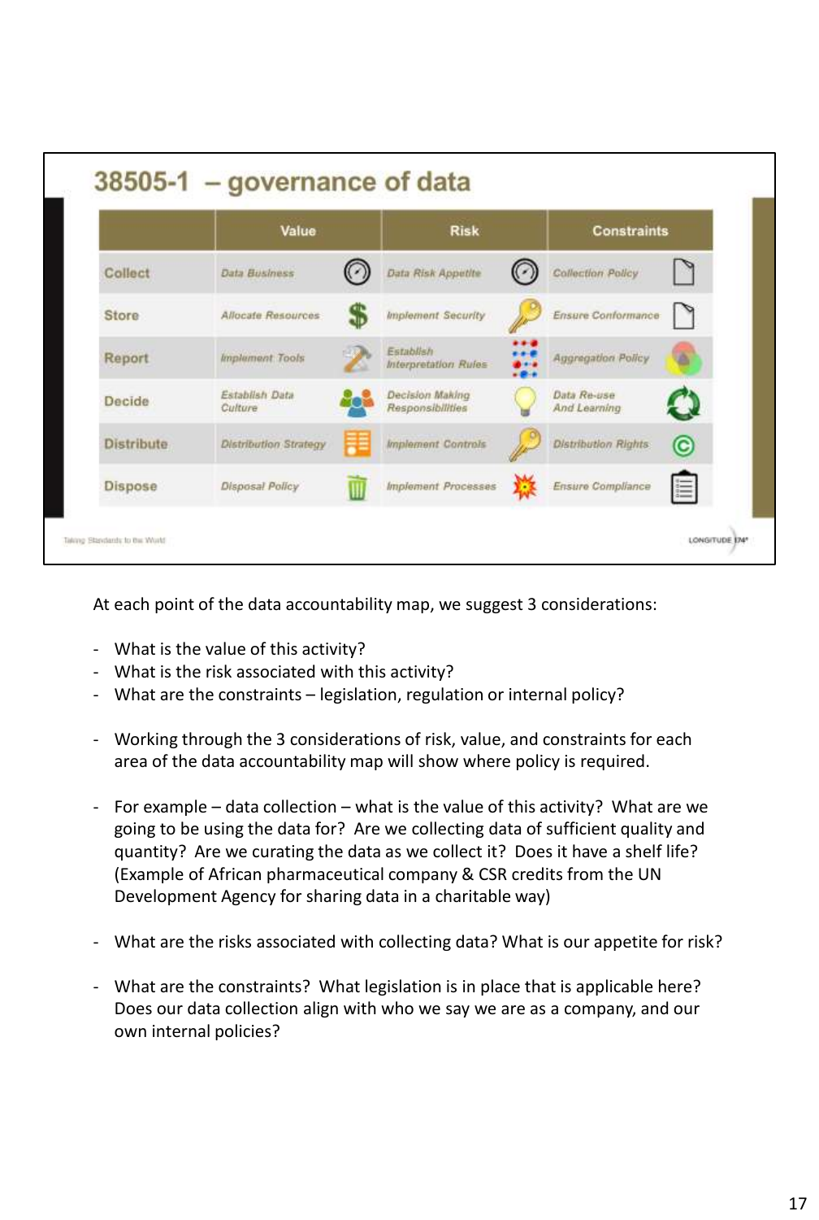## 38505-1 – governance of data

| | Value | Risk | Constraints |
|---|---|---|---|
| Collect | Data Business | Data Risk Appetite | Collection Policy |
| Store | Allocate Resources | Implement Security | Ensure Conformance |
| Report | Implement Tools | Establish Interpretation Rules | Aggregation Policy |
| Decide | Establish Data Culture | Decision Making Responsibilities | Data Re-use And Learning |
| Distribute | Distribution Strategy | Implement Controls | Distribution Rights |
| Dispose | Disposal Policy | Implement Processes | Ensure Compliance |

Taking Standards to the World

LONGITUDE 174°

At each point of the data accountability map, we suggest 3 considerations:

- What is the value of this activity?
- What is the risk associated with this activity?
- What are the constraints – legislation, regulation or internal policy?

- Working through the 3 considerations of risk, value, and constraints for each area of the data accountability map will show where policy is required.

- For example – data collection – what is the value of this activity? What are we going to be using the data for? Are we collecting data of sufficient quality and quantity? Are we curating the data as we collect it? Does it have a shelf life? (Example of African pharmaceutical company & CSR credits from the UN Development Agency for sharing data in a charitable way)

- What are the risks associated with collecting data? What is our appetite for risk?

- What are the constraints? What legislation is in place that is applicable here? Does our data collection align with who we say we are as a company, and our own internal policies?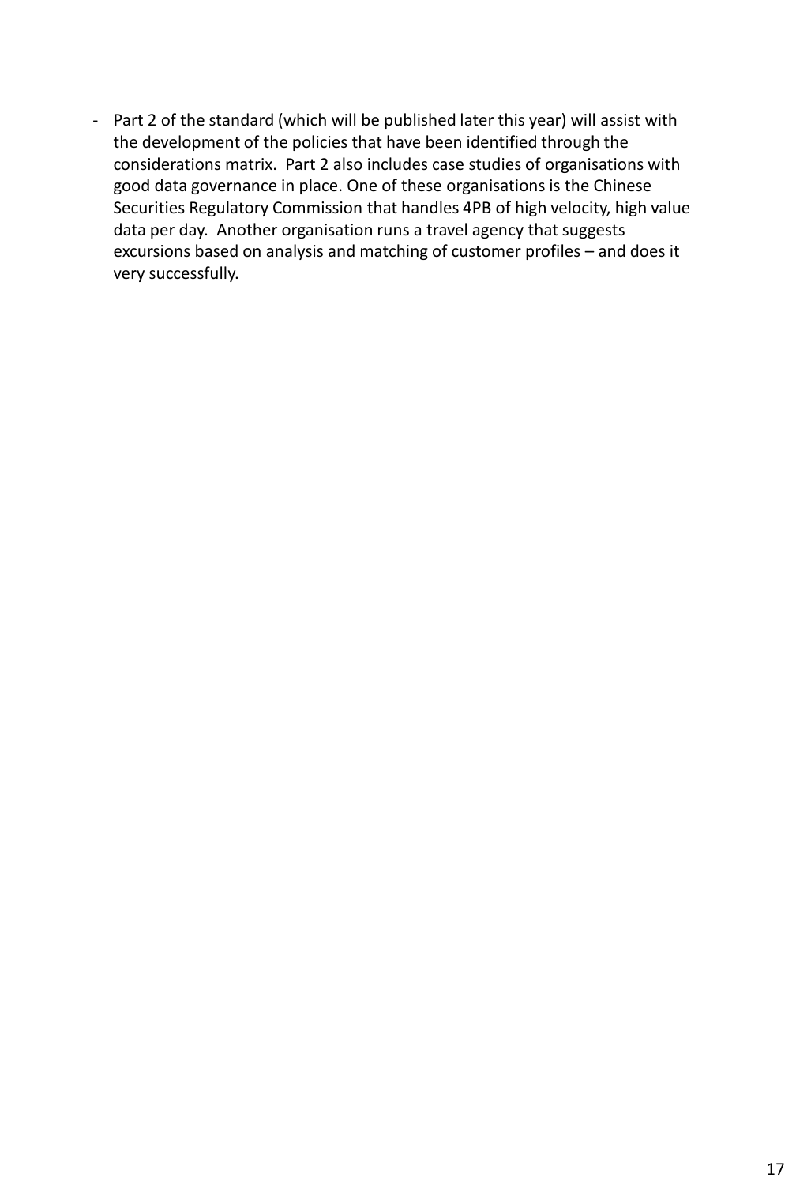- Part 2 of the standard (which will be published later this year) will assist with the development of the policies that have been identified through the considerations matrix.  Part 2 also includes case studies of organisations with good data governance in place. One of these organisations is the Chinese Securities Regulatory Commission that handles 4PB of high velocity, high value data per day.  Another organisation runs a travel agency that suggests excursions based on analysis and matching of customer profiles – and does it very successfully.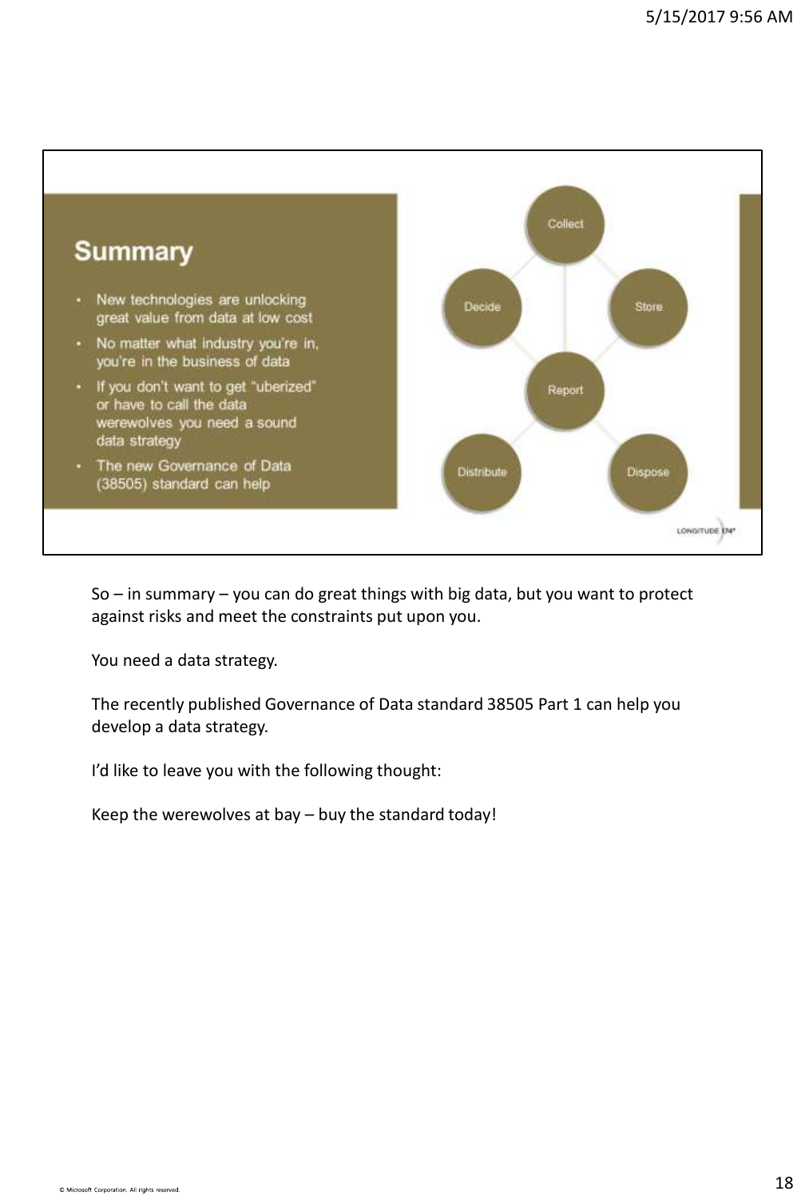## Summary

- New technologies are unlocking great value from data at low cost
- No matter what industry you're in, you're in the business of data
- If you don't want to get "uberized" or have to call the data werewolves you need a sound data strategy
- The new Governance of Data (38505) standard can help

Collect

Decide

Store

Report

Distribute

Dispose

LONGITUDE 174°

So – in summary – you can do great things with big data, but you want to protect against risks and meet the constraints put upon you.

You need a data strategy.

The recently published Governance of Data standard 38505 Part 1 can help you develop a data strategy.

I'd like to leave you with the following thought:

Keep the werewolves at bay – buy the standard today!